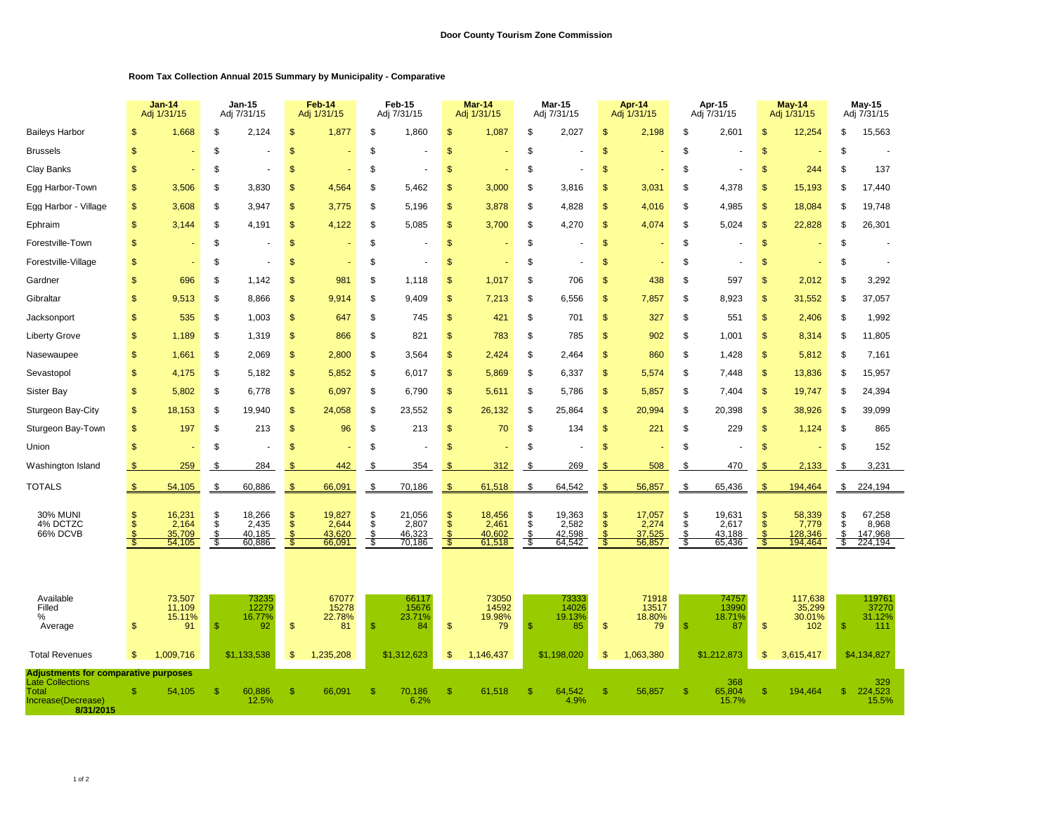**Door County Tourism Zone Commission**

**Room Tax Collection Annual 2015 Summary by Municipality - Comparative**

| | Jan-14 Adj 1/31/15 | Jan-15 Adj 7/31/15 | Feb-14 Adj 1/31/15 | Feb-15 Adj 7/31/15 | Mar-14 Adj 1/31/15 | Mar-15 Adj 7/31/15 | Apr-14 Adj 1/31/15 | Apr-15 Adj 7/31/15 | May-14 Adj 1/31/15 | May-15 Adj 7/31/15 |
|---|---|---|---|---|---|---|---|---|---|---|
| Baileys Harbor | $ 1,668 | $ 2,124 | $ 1,877 | $ 1,860 | $ 1,087 | $ 2,027 | $ 2,198 | $ 2,601 | $ 12,254 | $ 15,563 |
| Brussels | $ - | $ - | $ - | $ - | $ - | $ - | $ - | $ - | $ - | $ - |
| Clay Banks | $ - | $ - | $ - | $ - | $ - | $ - | $ - | $ - | $ 244 | $ 137 |
| Egg Harbor-Town | $ 3,506 | $ 3,830 | $ 4,564 | $ 5,462 | $ 3,000 | $ 3,816 | $ 3,031 | $ 4,378 | $ 15,193 | $ 17,440 |
| Egg Harbor - Village | $ 3,608 | $ 3,947 | $ 3,775 | $ 5,196 | $ 3,878 | $ 4,828 | $ 4,016 | $ 4,985 | $ 18,084 | $ 19,748 |
| Ephraim | $ 3,144 | $ 4,191 | $ 4,122 | $ 5,085 | $ 3,700 | $ 4,270 | $ 4,074 | $ 5,024 | $ 22,828 | $ 26,301 |
| Forestville-Town | $ - | $ - | $ - | $ - | $ - | $ - | $ - | $ - | $ - | $ - |
| Forestville-Village | $ - | $ - | $ - | $ - | $ - | $ - | $ - | $ - | $ - | $ - |
| Gardner | $ 696 | $ 1,142 | $ 981 | $ 1,118 | $ 1,017 | $ 706 | $ 438 | $ 597 | $ 2,012 | $ 3,292 |
| Gibraltar | $ 9,513 | $ 8,866 | $ 9,914 | $ 9,409 | $ 7,213 | $ 6,556 | $ 7,857 | $ 8,923 | $ 31,552 | $ 37,057 |
| Jacksonport | $ 535 | $ 1,003 | $ 647 | $ 745 | $ 421 | $ 701 | $ 327 | $ 551 | $ 2,406 | $ 1,992 |
| Liberty Grove | $ 1,189 | $ 1,319 | $ 866 | $ 821 | $ 783 | $ 785 | $ 902 | $ 1,001 | $ 8,314 | $ 11,805 |
| Nasewaupee | $ 1,661 | $ 2,069 | $ 2,800 | $ 3,564 | $ 2,424 | $ 2,464 | $ 860 | $ 1,428 | $ 5,812 | $ 7,161 |
| Sevastopol | $ 4,175 | $ 5,182 | $ 5,852 | $ 6,017 | $ 5,869 | $ 6,337 | $ 5,574 | $ 7,448 | $ 13,836 | $ 15,957 |
| Sister Bay | $ 5,802 | $ 6,778 | $ 6,097 | $ 6,790 | $ 5,611 | $ 5,786 | $ 5,857 | $ 7,404 | $ 19,747 | $ 24,394 |
| Sturgeon Bay-City | $ 18,153 | $ 19,940 | $ 24,058 | $ 23,552 | $ 26,132 | $ 25,864 | $ 20,994 | $ 20,398 | $ 38,926 | $ 39,099 |
| Sturgeon Bay-Town | $ 197 | $ 213 | $ 96 | $ 213 | $ 70 | $ 134 | $ 221 | $ 229 | $ 1,124 | $ 865 |
| Union | $ - | $ - | $ - | $ - | $ - | $ - | $ - | $ - | $ - | $ 152 |
| Washington Island | $ 259 | $ 284 | $ 442 | $ 354 | $ 312 | $ 269 | $ 508 | $ 470 | $ 2,133 | $ 3,231 |
| TOTALS | $ 54,105 | $ 60,886 | $ 66,091 | $ 70,186 | $ 61,518 | $ 64,542 | $ 56,857 | $ 65,436 | $ 194,464 | $ 224,194 |
| 30% MUNI | $ 16,231 | $ 18,266 | $ 19,827 | $ 21,056 | $ 18,456 | $ 19,363 | $ 17,057 | $ 19,631 | $ 58,339 | $ 67,258 |
| 4% DCTZC | $ 2,164 | $ 2,435 | $ 2,644 | $ 2,807 | $ 2,461 | $ 2,582 | $ 2,274 | $ 2,617 | $ 7,779 | $ 8,968 |
| 66% DCVB | $ 35,709 | $ 40,185 | $ 43,620 | $ 46,323 | $ 40,602 | $ 42,598 | $ 37,525 | $ 43,188 | $ 128,346 | $ 147,968 |
| | $ 54,105 | $ 60,886 | $ 66,091 | $ 70,186 | $ 61,518 | $ 64,542 | $ 56,857 | $ 65,436 | $ 194,464 | $ 224,194 |
| Available | 73,507 | 73235 | 67077 | 66117 | 73050 | 73333 | 71918 | 74757 | 117,638 | 119761 |
| Filled | 11,109 | 12279 | 15278 | 15676 | 14592 | 14026 | 13517 | 13990 | 35,299 | 37270 |
| % | 15.11% | 16.77% | 22.78% | 23.71% | 19.98% | 19.13% | 18.80% | 18.71% | 30.01% | 31.12% |
| Average | $ 91 | $ 92 | $ 81 | $ 84 | $ 79 | $ 85 | $ 79 | $ 87 | $ 102 | $ 111 |
| Total Revenues | $ 1,009,716 | $1,133,538 | $ 1,235,208 | $1,312,623 | $ 1,146,437 | $1,198,020 | $ 1,063,380 | $1,212,873 | $ 3,615,417 | $4,134,827 |
| **Adjustments for comparative purposes** | | | | | | | | | | |
| Late Collections | | | | | | | | 368 | | 329 |
| Total | $ 54,105 | $ 60,886 | $ 66,091 | $ 70,186 | $ 61,518 | $ 64,542 | $ 56,857 | $ 65,804 | $ 194,464 | $ 224,523 |
| Increase(Decrease) | | 12.5% | | 6.2% | | 4.9% | | 15.7% | | 15.5% |
| **8/31/2015** | | | | | | | | | | |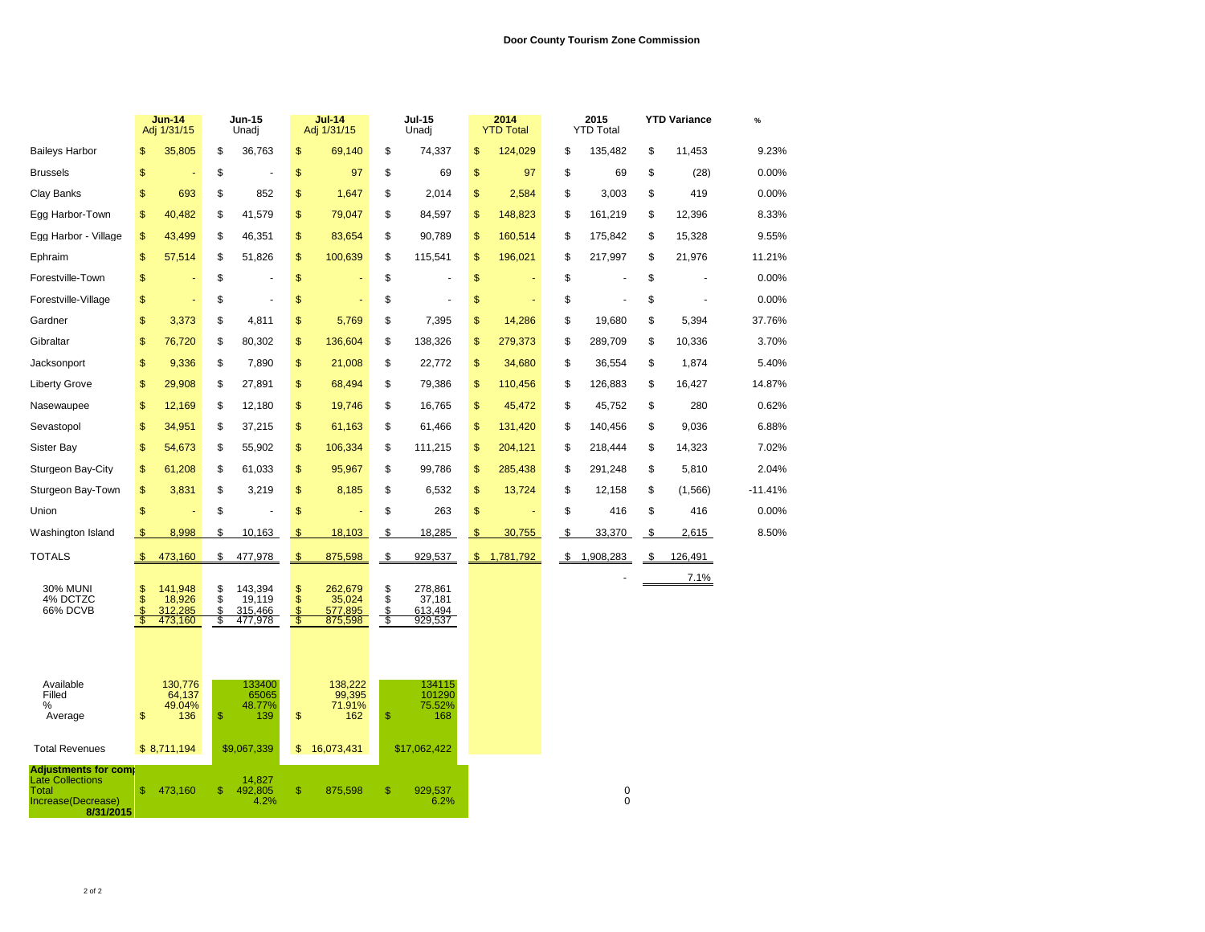**Door County Tourism Zone Commission**

| | Jun-14 Adj 1/31/15 | Jun-15 Unadj | Jul-14 Adj 1/31/15 | Jul-15 Unadj | 2014 YTD Total | 2015 YTD Total | YTD Variance | % |
|---|---|---|---|---|---|---|---|---|
| Baileys Harbor | $ 35,805 | $ 36,763 | $ 69,140 | $ 74,337 | $ 124,029 | $ 135,482 | $ 11,453 | 9.23% |
| Brussels | $ - | $ - | $ 97 | $ 69 | $ 97 | $ 69 | $ (28) | 0.00% |
| Clay Banks | $ 693 | $ 852 | $ 1,647 | $ 2,014 | $ 2,584 | $ 3,003 | $ 419 | 0.00% |
| Egg Harbor-Town | $ 40,482 | $ 41,579 | $ 79,047 | $ 84,597 | $ 148,823 | $ 161,219 | $ 12,396 | 8.33% |
| Egg Harbor - Village | $ 43,499 | $ 46,351 | $ 83,654 | $ 90,789 | $ 160,514 | $ 175,842 | $ 15,328 | 9.55% |
| Ephraim | $ 57,514 | $ 51,826 | $ 100,639 | $ 115,541 | $ 196,021 | $ 217,997 | $ 21,976 | 11.21% |
| Forestville-Town | $ - | $ - | $ - | $ - | $ - | $ - | $ - | 0.00% |
| Forestville-Village | $ - | $ - | $ - | $ - | $ - | $ - | $ - | 0.00% |
| Gardner | $ 3,373 | $ 4,811 | $ 5,769 | $ 7,395 | $ 14,286 | $ 19,680 | $ 5,394 | 37.76% |
| Gibraltar | $ 76,720 | $ 80,302 | $ 136,604 | $ 138,326 | $ 279,373 | $ 289,709 | $ 10,336 | 3.70% |
| Jacksonport | $ 9,336 | $ 7,890 | $ 21,008 | $ 22,772 | $ 34,680 | $ 36,554 | $ 1,874 | 5.40% |
| Liberty Grove | $ 29,908 | $ 27,891 | $ 68,494 | $ 79,386 | $ 110,456 | $ 126,883 | $ 16,427 | 14.87% |
| Nasewaupee | $ 12,169 | $ 12,180 | $ 19,746 | $ 16,765 | $ 45,472 | $ 45,752 | $ 280 | 0.62% |
| Sevastopol | $ 34,951 | $ 37,215 | $ 61,163 | $ 61,466 | $ 131,420 | $ 140,456 | $ 9,036 | 6.88% |
| Sister Bay | $ 54,673 | $ 55,902 | $ 106,334 | $ 111,215 | $ 204,121 | $ 218,444 | $ 14,323 | 7.02% |
| Sturgeon Bay-City | $ 61,208 | $ 61,033 | $ 95,967 | $ 99,786 | $ 285,438 | $ 291,248 | $ 5,810 | 2.04% |
| Sturgeon Bay-Town | $ 3,831 | $ 3,219 | $ 8,185 | $ 6,532 | $ 13,724 | $ 12,158 | $ (1,566) | -11.41% |
| Union | $ - | $ - | $ - | $ 263 | $ - | $ 416 | $ 416 | 0.00% |
| Washington Island | $ 8,998 | $ 10,163 | $ 18,103 | $ 18,285 | $ 30,755 | $ 33,370 | $ 2,615 | 8.50% |
| TOTALS | $ 473,160 | $ 477,978 | $ 875,598 | $ 929,537 | $ 1,781,792 | $ 1,908,283 | $ 126,491 | |
| | | | | | | - | 7.1% | |
| 30% MUNI | $ 141,948 | $ 143,394 | $ 262,679 | $ 278,861 | | | | |
| 4% DCTZC | $ 18,926 | $ 19,119 | $ 35,024 | $ 37,181 | | | | |
| 66% DCVB | $ 312,285 | $ 315,466 | $ 577,895 | $ 613,494 | | | | |
| | $ 473,160 | $ 477,978 | $ 875,598 | $ 929,537 | | | | |
| Available | 130,776 | 133400 | 138,222 | 134115 | | | | |
| Filled | 64,137 | 65065 | 99,395 | 101290 | | | | |
| % | 49.04% | 48.77% | 71.91% | 75.52% | | | | |
| Average | $ 136 | $ 139 | $ 162 | $ 168 | | | | |
| Total Revenues | $ 8,711,194 | $9,067,339 | $ 16,073,431 | $17,062,422 | | | | |
| **Adjustments for comp** | | | | | | | | |
| Late Collections | | 14,827 | | | | | | |
| Total | $ 473,160 | $ 492,805 | $ 875,598 | $ 929,537 | | 0 | | |
| Increase(Decrease) | | 4.2% | | 6.2% | | 0 | | |
| **8/31/2015** | | | | | | | | |